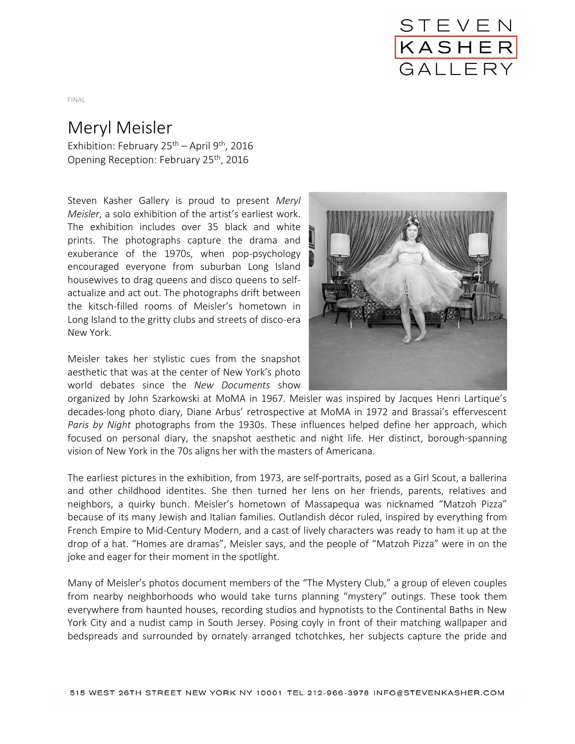FINAL

# Meryl Meisler

Exhibition: February 25th – April 9th, 2016
Opening Reception: February 25th, 2016

Steven Kasher Gallery is proud to present *Meryl Meisler*, a solo exhibition of the artist's earliest work. The exhibition includes over 35 black and white prints. The photographs capture the drama and exuberance of the 1970s, when pop-psychology encouraged everyone from suburban Long Island housewives to drag queens and disco queens to self-actualize and act out. The photographs drift between the kitsch-filled rooms of Meisler's hometown in Long Island to the gritty clubs and streets of disco-era New York.

Meisler takes her stylistic cues from the snapshot aesthetic that was at the center of New York's photo world debates since the *New Documents* show organized by John Szarkowski at MoMA in 1967. Meisler was inspired by Jacques Henri Lartique's decades-long photo diary, Diane Arbus' retrospective at MoMA in 1972 and Brassai's effervescent *Paris by Night* photographs from the 1930s. These influences helped define her approach, which focused on personal diary, the snapshot aesthetic and night life. Her distinct, borough-spanning vision of New York in the 70s aligns her with the masters of Americana.

The earliest pictures in the exhibition, from 1973, are self-portraits, posed as a Girl Scout, a ballerina and other childhood identites. She then turned her lens on her friends, parents, relatives and neighbors, a quirky bunch. Meisler's hometown of Massapequa was nicknamed "Matzoh Pizza" because of its many Jewish and Italian families. Outlandish décor ruled, inspired by everything from French Empire to Mid-Century Modern, and a cast of lively characters was ready to ham it up at the drop of a hat. "Homes are dramas", Meisler says, and the people of "Matzoh Pizza" were in on the joke and eager for their moment in the spotlight.

Many of Meisler's photos document members of the "The Mystery Club," a group of eleven couples from nearby neighborhoods who would take turns planning "mystery" outings. These took them everywhere from haunted houses, recording studios and hypnotists to the Continental Baths in New York City and a nudist camp in South Jersey. Posing coyly in front of their matching wallpaper and bedspreads and surrounded by ornately arranged tchotchkes, her subjects capture the pride and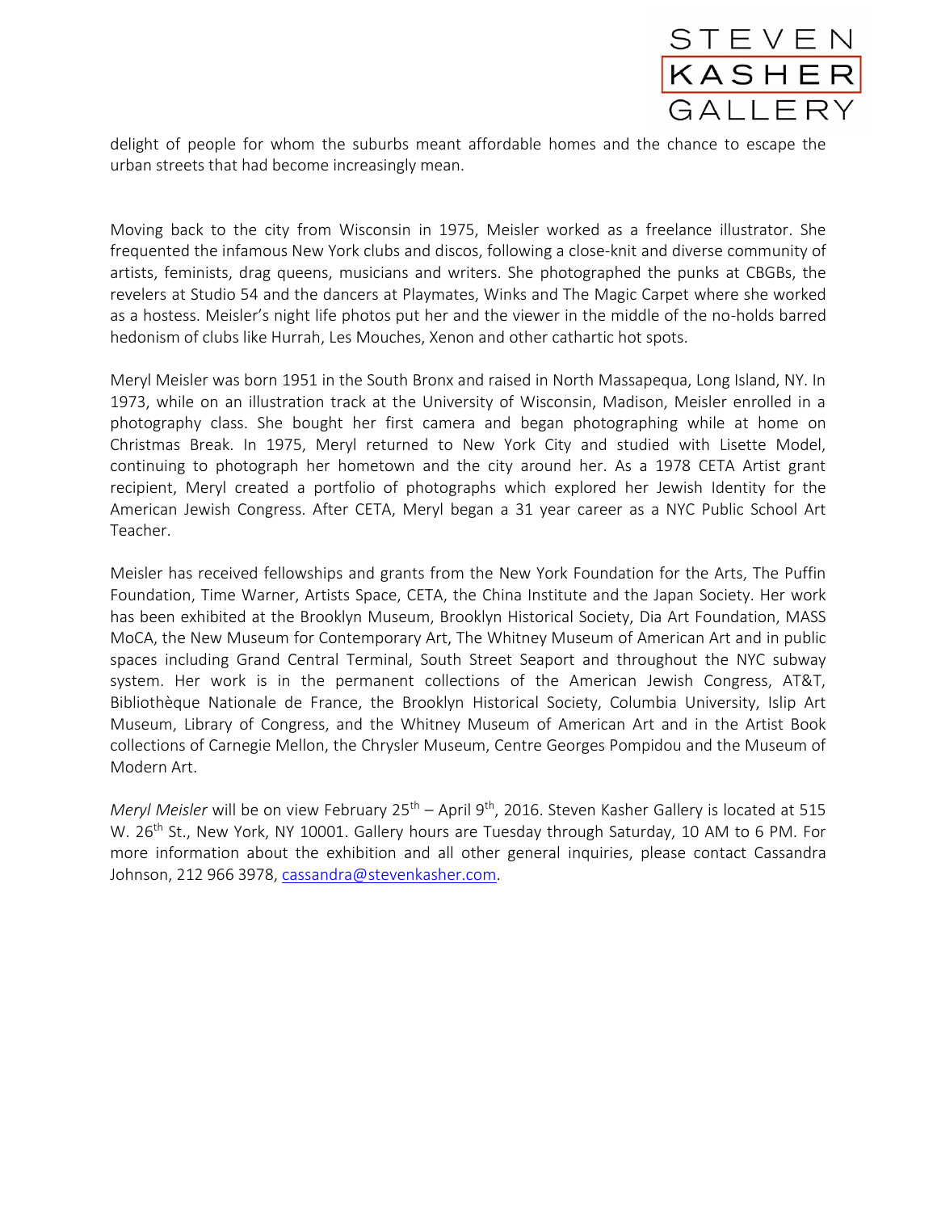delight of people for whom the suburbs meant affordable homes and the chance to escape the urban streets that had become increasingly mean.

Moving back to the city from Wisconsin in 1975, Meisler worked as a freelance illustrator. She frequented the infamous New York clubs and discos, following a close-knit and diverse community of artists, feminists, drag queens, musicians and writers. She photographed the punks at CBGBs, the revelers at Studio 54 and the dancers at Playmates, Winks and The Magic Carpet where she worked as a hostess. Meisler's night life photos put her and the viewer in the middle of the no-holds barred hedonism of clubs like Hurrah, Les Mouches, Xenon and other cathartic hot spots.

Meryl Meisler was born 1951 in the South Bronx and raised in North Massapequa, Long Island, NY. In 1973, while on an illustration track at the University of Wisconsin, Madison, Meisler enrolled in a photography class. She bought her first camera and began photographing while at home on Christmas Break. In 1975, Meryl returned to New York City and studied with Lisette Model, continuing to photograph her hometown and the city around her. As a 1978 CETA Artist grant recipient, Meryl created a portfolio of photographs which explored her Jewish Identity for the American Jewish Congress. After CETA, Meryl began a 31 year career as a NYC Public School Art Teacher.

Meisler has received fellowships and grants from the New York Foundation for the Arts, The Puffin Foundation, Time Warner, Artists Space, CETA, the China Institute and the Japan Society. Her work has been exhibited at the Brooklyn Museum, Brooklyn Historical Society, Dia Art Foundation, MASS MoCA, the New Museum for Contemporary Art, The Whitney Museum of American Art and in public spaces including Grand Central Terminal, South Street Seaport and throughout the NYC subway system. Her work is in the permanent collections of the American Jewish Congress, AT&T, Bibliothèque Nationale de France, the Brooklyn Historical Society, Columbia University, Islip Art Museum, Library of Congress, and the Whitney Museum of American Art and in the Artist Book collections of Carnegie Mellon, the Chrysler Museum, Centre Georges Pompidou and the Museum of Modern Art.

*Meryl Meisler* will be on view February 25th – April 9th, 2016. Steven Kasher Gallery is located at 515 W. 26th St., New York, NY 10001. Gallery hours are Tuesday through Saturday, 10 AM to 6 PM. For more information about the exhibition and all other general inquiries, please contact Cassandra Johnson, 212 966 3978, cassandra@stevenkasher.com.